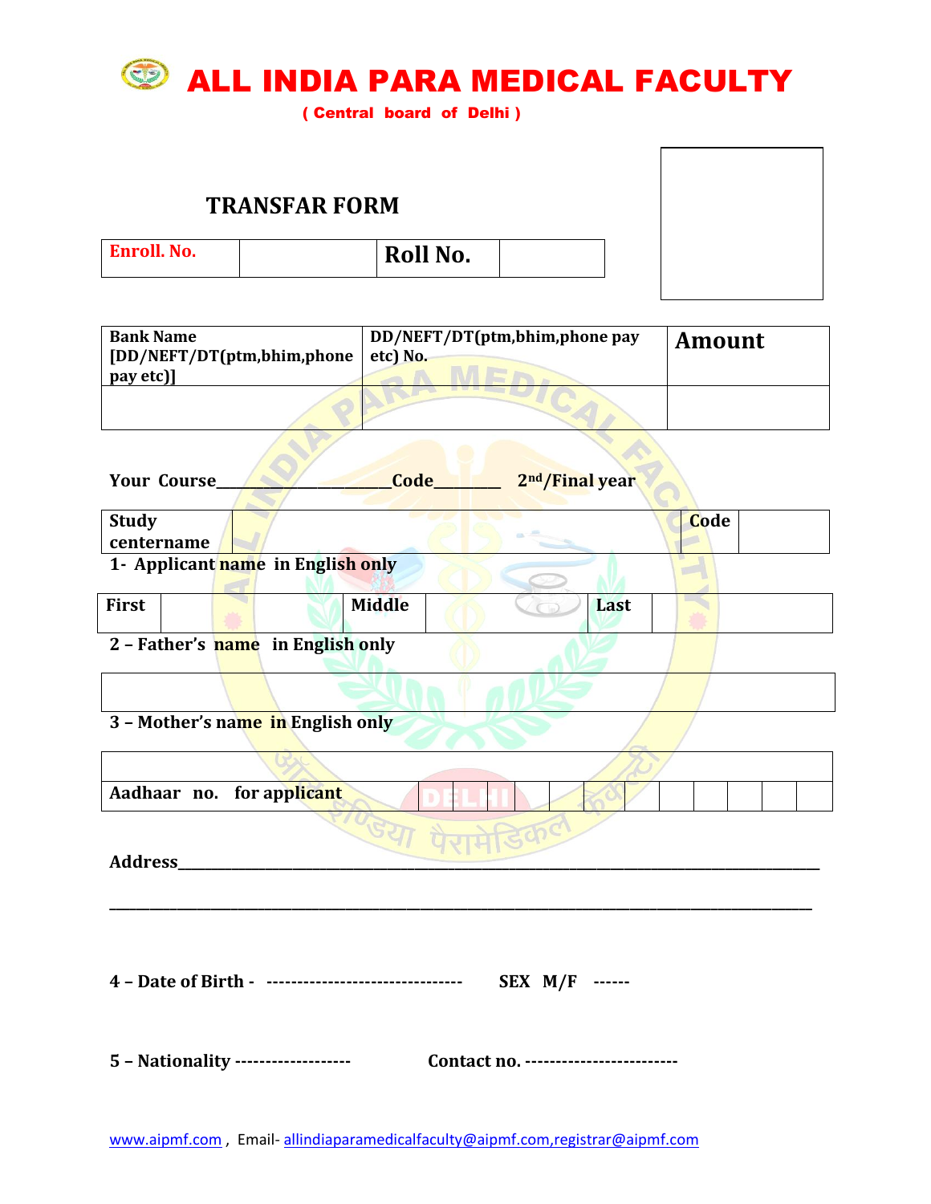# ALL INDIA PARA MEDICAL FACULTY

**( Central board of Delhi )**

## TRANSFAR FORM

| Enroll. No. | | Roll No. | |
|---|---|---|---|

| Bank Name [DD/NEFT/DT(ptm,bhim,phone pay etc)] | DD/NEFT/DT(ptm,bhim,phone pay etc) No. | Amount |
|---|---|---|
| | | |

**Your Course**______________________**Code**________ **2nd/Final year**

| Study centername | | Code | |
|---|---|---|---|

**1- Applicant name in English only**

| First | | Middle | | Last | |
|---|---|---|---|---|---|

**2 – Father's name in English only**

| |
|---|
| |

**3 – Mother's name in English only**

| |
|---|
| |

| Aadhaar no. for applicant | | | | | | | | | | | | |
|---|---|---|---|---|---|---|---|---|---|---|---|---|

**Address**________________________________________________________________________________

__________________________________________________________________________________________

**4 – Date of Birth -** ------------------------------- **SEX M/F** ------

**5 – Nationality** ------------------ **Contact no.** ------------------------

www.aipmf.com , Email- allindiaparamedicalfaculty@aipmf.com,registrar@aipmf.com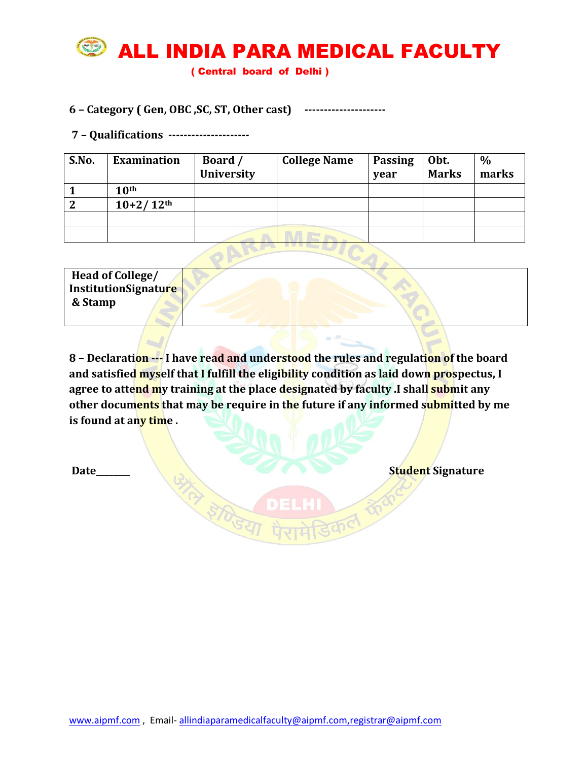# ALL INDIA PARA MEDICAL FACULTY

( Central board of Delhi )

**6 – Category ( Gen, OBC ,SC, ST, Other cast) --------------------**

**7 – Qualifications --------------------**

| S.No. | Examination | Board / University | College Name | Passing year | Obt. Marks | % marks |
|---|---|---|---|---|---|---|
| 1 | $10^{th}$ | | | | | |
| 2 | 10+2/ $12^{th}$ | | | | | |
| | | | | | | |
| | | | | | | |

| | |
|---|---|
| **Head of College/ InstitutionSignature & Stamp** | |

**8 – Declaration --- I have read and understood the rules and regulation of the board and satisfied myself that I fulfill the eligibility condition as laid down prospectus, I agree to attend my training at the place designated by faculty .I shall submit any other documents that may be require in the future if any informed submitted by me is found at any time .**

**Date_______** **Student Signature**

www.aipmf.com , Email- allindiaparamedicalfaculty@aipmf.com,registrar@aipmf.com